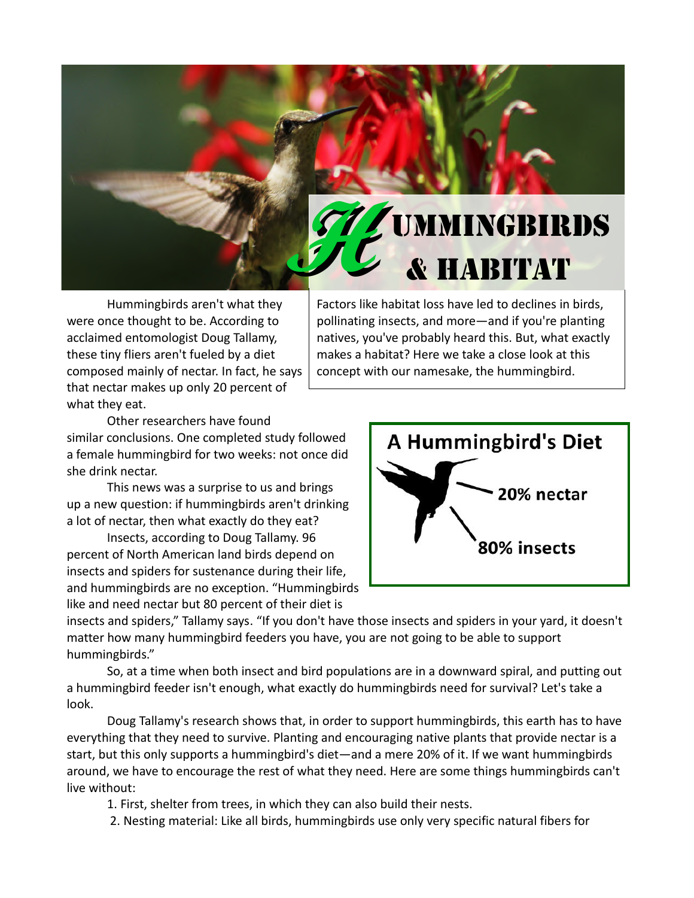# Hummingbirds & Habitat

Factors like habitat loss have led to declines in birds, pollinating insects, and more—and if you're planting natives, you've probably heard this. But, what exactly makes a habitat? Here we take a close look at this concept with our namesake, the hummingbird.

Hummingbirds aren't what they were once thought to be. According to acclaimed entomologist Doug Tallamy, these tiny fliers aren't fueled by a diet composed mainly of nectar. In fact, he says that nectar makes up only 20 percent of what they eat.

Other researchers have found similar conclusions. One completed study followed a female hummingbird for two weeks: not once did she drink nectar.

This news was a surprise to us and brings up a new question: if hummingbirds aren't drinking a lot of nectar, then what exactly do they eat?

**A Hummingbird's Diet**

- **20% nectar**
- **80% insects**

Insects, according to Doug Tallamy. 96 percent of North American land birds depend on insects and spiders for sustenance during their life, and hummingbirds are no exception. "Hummingbirds like and need nectar but 80 percent of their diet is insects and spiders," Tallamy says. "If you don't have those insects and spiders in your yard, it doesn't matter how many hummingbird feeders you have, you are not going to be able to support hummingbirds."

So, at a time when both insect and bird populations are in a downward spiral, and putting out a hummingbird feeder isn't enough, what exactly do hummingbirds need for survival? Let's take a look.

Doug Tallamy's research shows that, in order to support hummingbirds, this earth has to have everything that they need to survive. Planting and encouraging native plants that provide nectar is a start, but this only supports a hummingbird's diet—and a mere 20% of it. If we want hummingbirds around, we have to encourage the rest of what they need. Here are some things hummingbirds can't live without:

1. First, shelter from trees, in which they can also build their nests.
2. Nesting material: Like all birds, hummingbirds use only very specific natural fibers for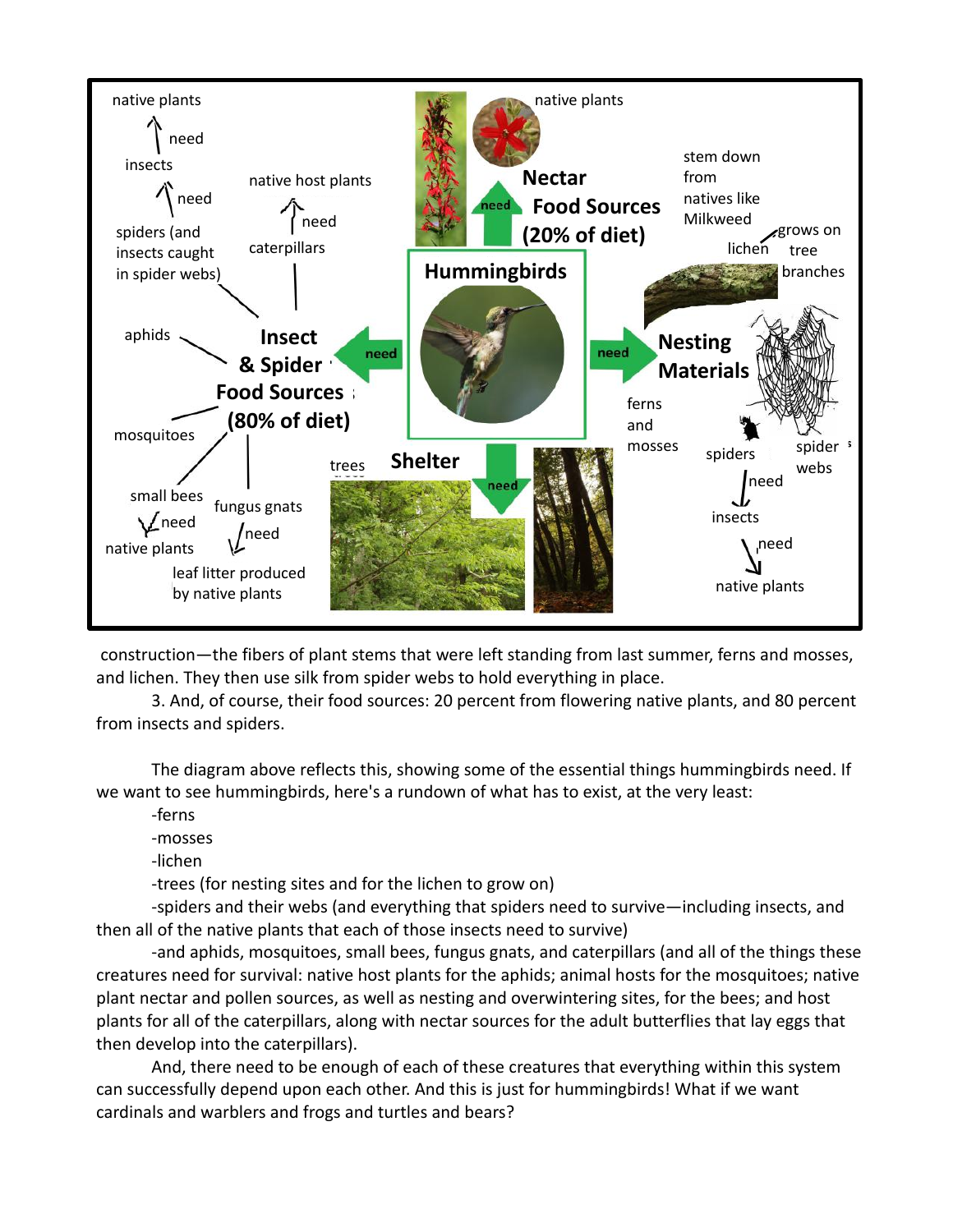construction—the fibers of plant stems that were left standing from last summer, ferns and mosses, and lichen. They then use silk from spider webs to hold everything in place.

3. And, of course, their food sources: 20 percent from flowering native plants, and 80 percent from insects and spiders.

The diagram above reflects this, showing some of the essential things hummingbirds need. If we want to see hummingbirds, here's a rundown of what has to exist, at the very least:

-ferns

-mosses

-lichen

-trees (for nesting sites and for the lichen to grow on)

-spiders and their webs (and everything that spiders need to survive—including insects, and then all of the native plants that each of those insects need to survive)

-and aphids, mosquitoes, small bees, fungus gnats, and caterpillars (and all of the things these creatures need for survival: native host plants for the aphids; animal hosts for the mosquitoes; native plant nectar and pollen sources, as well as nesting and overwintering sites, for the bees; and host plants for all of the caterpillars, along with nectar sources for the adult butterflies that lay eggs that then develop into the caterpillars).

And, there need to be enough of each of these creatures that everything within this system can successfully depend upon each other. And this is just for hummingbirds! What if we want cardinals and warblers and frogs and turtles and bears?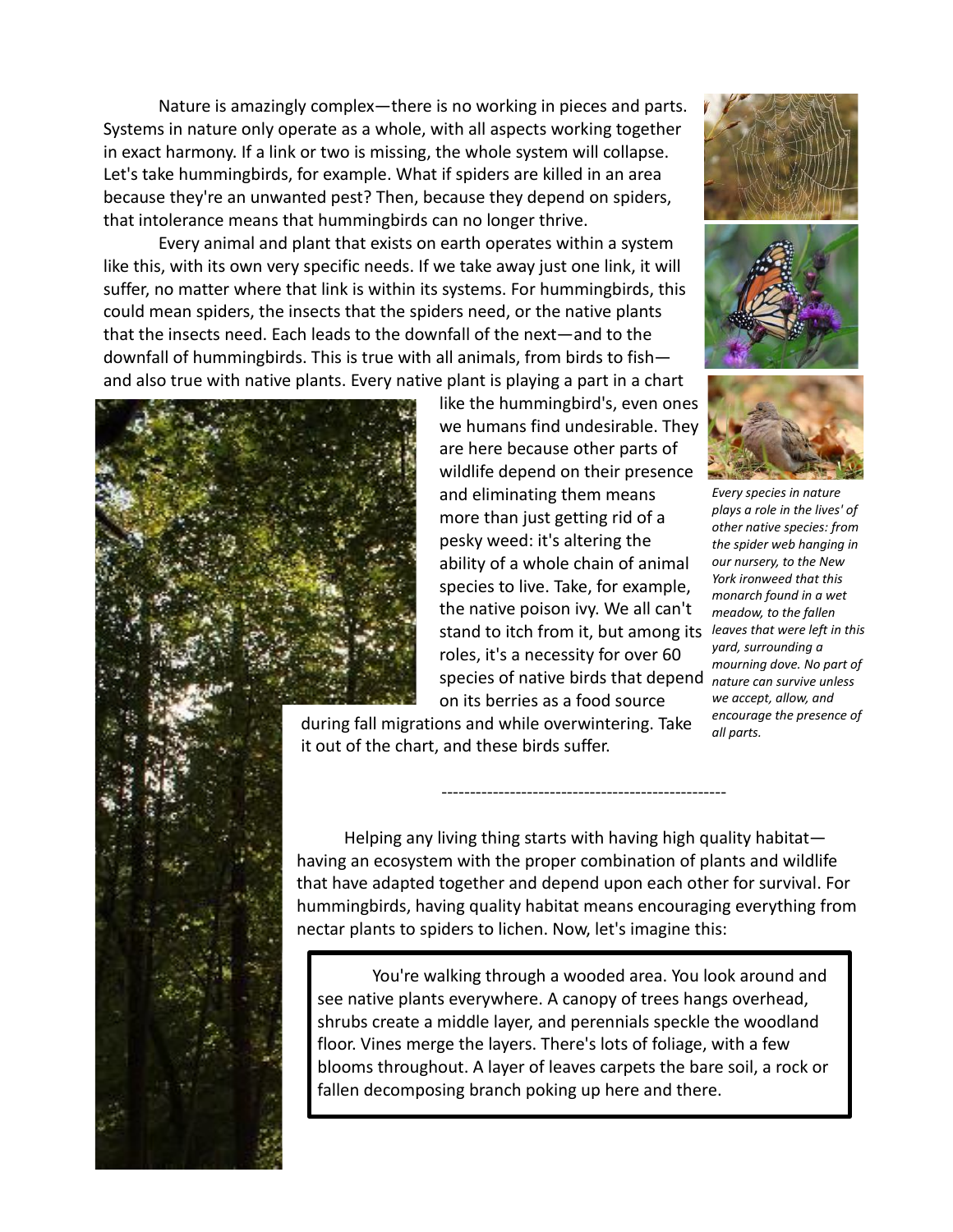Nature is amazingly complex—there is no working in pieces and parts. Systems in nature only operate as a whole, with all aspects working together in exact harmony. If a link or two is missing, the whole system will collapse. Let's take hummingbirds, for example. What if spiders are killed in an area because they're an unwanted pest? Then, because they depend on spiders, that intolerance means that hummingbirds can no longer thrive.

Every animal and plant that exists on earth operates within a system like this, with its own very specific needs. If we take away just one link, it will suffer, no matter where that link is within its systems. For hummingbirds, this could mean spiders, the insects that the spiders need, or the native plants that the insects need. Each leads to the downfall of the next—and to the downfall of hummingbirds. This is true with all animals, from birds to fish—and also true with native plants. Every native plant is playing a part in a chart like the hummingbird's, even ones we humans find undesirable. They are here because other parts of wildlife depend on their presence and eliminating them means more than just getting rid of a pesky weed: it's altering the ability of a whole chain of animal species to live. Take, for example, the native poison ivy. We all can't stand to itch from it, but among its roles, it's a necessity for over 60 species of native birds that depend on its berries as a food source during fall migrations and while overwintering. Take it out of the chart, and these birds suffer.

*Every species in nature plays a role in the lives' of other native species: from the spider web hanging in our nursery, to the New York ironweed that this monarch found in a wet meadow, to the fallen leaves that were left in this yard, surrounding a mourning dove. No part of nature can survive unless we accept, allow, and encourage the presence of all parts.*

---

Helping any living thing starts with having high quality habitat—having an ecosystem with the proper combination of plants and wildlife that have adapted together and depend upon each other for survival. For hummingbirds, having quality habitat means encouraging everything from nectar plants to spiders to lichen. Now, let's imagine this:

> You're walking through a wooded area. You look around and see native plants everywhere. A canopy of trees hangs overhead, shrubs create a middle layer, and perennials speckle the woodland floor. Vines merge the layers. There's lots of foliage, with a few blooms throughout. A layer of leaves carpets the bare soil, a rock or fallen decomposing branch poking up here and there.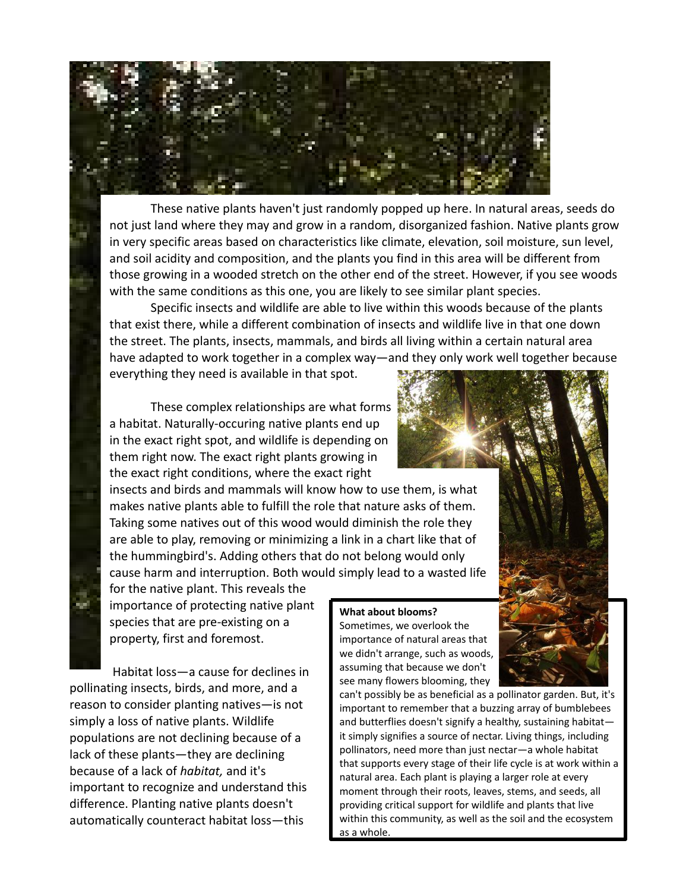These native plants haven't just randomly popped up here. In natural areas, seeds do not just land where they may and grow in a random, disorganized fashion. Native plants grow in very specific areas based on characteristics like climate, elevation, soil moisture, sun level, and soil acidity and composition, and the plants you find in this area will be different from those growing in a wooded stretch on the other end of the street. However, if you see woods with the same conditions as this one, you are likely to see similar plant species.

Specific insects and wildlife are able to live within this woods because of the plants that exist there, while a different combination of insects and wildlife live in that one down the street. The plants, insects, mammals, and birds all living within a certain natural area have adapted to work together in a complex way—and they only work well together because everything they need is available in that spot.

These complex relationships are what forms a habitat. Naturally-occuring native plants end up in the exact right spot, and wildlife is depending on them right now. The exact right plants growing in the exact right conditions, where the exact right insects and birds and mammals will know how to use them, is what makes native plants able to fulfill the role that nature asks of them. Taking some natives out of this wood would diminish the role they are able to play, removing or minimizing a link in a chart like that of the hummingbird's. Adding others that do not belong would only cause harm and interruption. Both would simply lead to a wasted life for the native plant. This reveals the importance of protecting native plant species that are pre-existing on a property, first and foremost.

Habitat loss—a cause for declines in pollinating insects, birds, and more, and a reason to consider planting natives—is not simply a loss of native plants. Wildlife populations are not declining because of a lack of these plants—they are declining because of a lack of *habitat,* and it's important to recognize and understand this difference. Planting native plants doesn't automatically counteract habitat loss—this

**What about blooms?**
Sometimes, we overlook the importance of natural areas that we didn't arrange, such as woods, assuming that because we don't see many flowers blooming, they can't possibly be as beneficial as a pollinator garden. But, it's important to remember that a buzzing array of bumblebees and butterflies doesn't signify a healthy, sustaining habitat—it simply signifies a source of nectar. Living things, including pollinators, need more than just nectar—a whole habitat that supports every stage of their life cycle is at work within a natural area. Each plant is playing a larger role at every moment through their roots, leaves, stems, and seeds, all providing critical support for wildlife and plants that live within this community, as well as the soil and the ecosystem as a whole.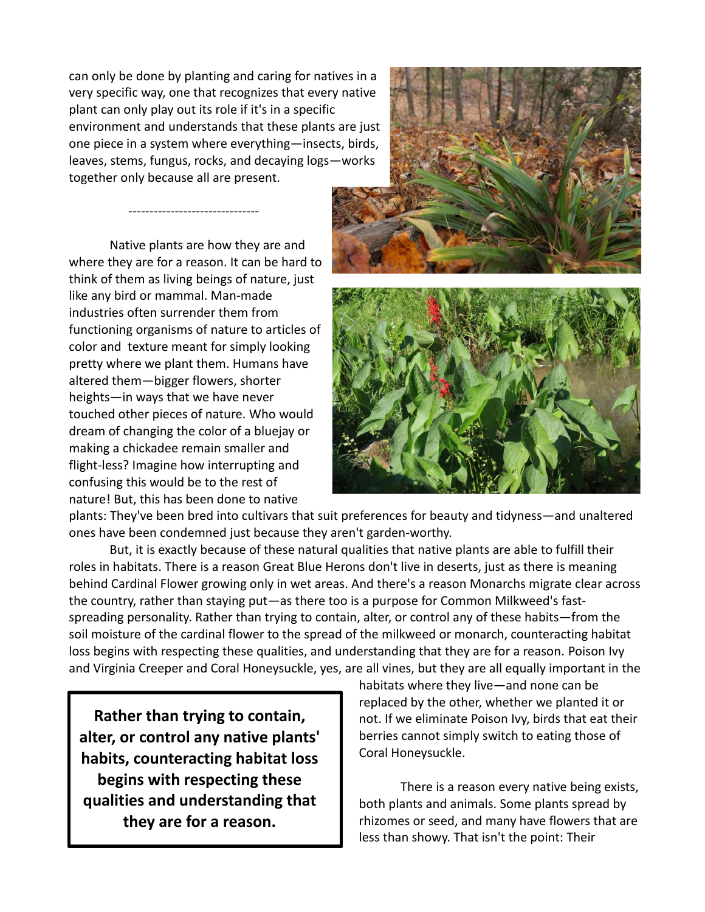can only be done by planting and caring for natives in a very specific way, one that recognizes that every native plant can only play out its role if it's in a specific environment and understands that these plants are just one piece in a system where everything—insects, birds, leaves, stems, fungus, rocks, and decaying logs—works together only because all are present.

-------------------------------

Native plants are how they are and where they are for a reason. It can be hard to think of them as living beings of nature, just like any bird or mammal. Man-made industries often surrender them from functioning organisms of nature to articles of color and texture meant for simply looking pretty where we plant them. Humans have altered them—bigger flowers, shorter heights—in ways that we have never touched other pieces of nature. Who would dream of changing the color of a bluejay or making a chickadee remain smaller and flight-less? Imagine how interrupting and confusing this would be to the rest of nature! But, this has been done to native plants: They've been bred into cultivars that suit preferences for beauty and tidyness—and unaltered ones have been condemned just because they aren't garden-worthy.

But, it is exactly because of these natural qualities that native plants are able to fulfill their roles in habitats. There is a reason Great Blue Herons don't live in deserts, just as there is meaning behind Cardinal Flower growing only in wet areas. And there's a reason Monarchs migrate clear across the country, rather than staying put—as there too is a purpose for Common Milkweed's fast-spreading personality. Rather than trying to contain, alter, or control any of these habits—from the soil moisture of the cardinal flower to the spread of the milkweed or monarch, counteracting habitat loss begins with respecting these qualities, and understanding that they are for a reason. Poison Ivy and Virginia Creeper and Coral Honeysuckle, yes, are all vines, but they are all equally important in the habitats where they live—and none can be replaced by the other, whether we planted it or not. If we eliminate Poison Ivy, birds that eat their berries cannot simply switch to eating those of Coral Honeysuckle.

**Rather than trying to contain, alter, or control any native plants' habits, counteracting habitat loss begins with respecting these qualities and understanding that they are for a reason.**

There is a reason every native being exists, both plants and animals. Some plants spread by rhizomes or seed, and many have flowers that are less than showy. That isn't the point: Their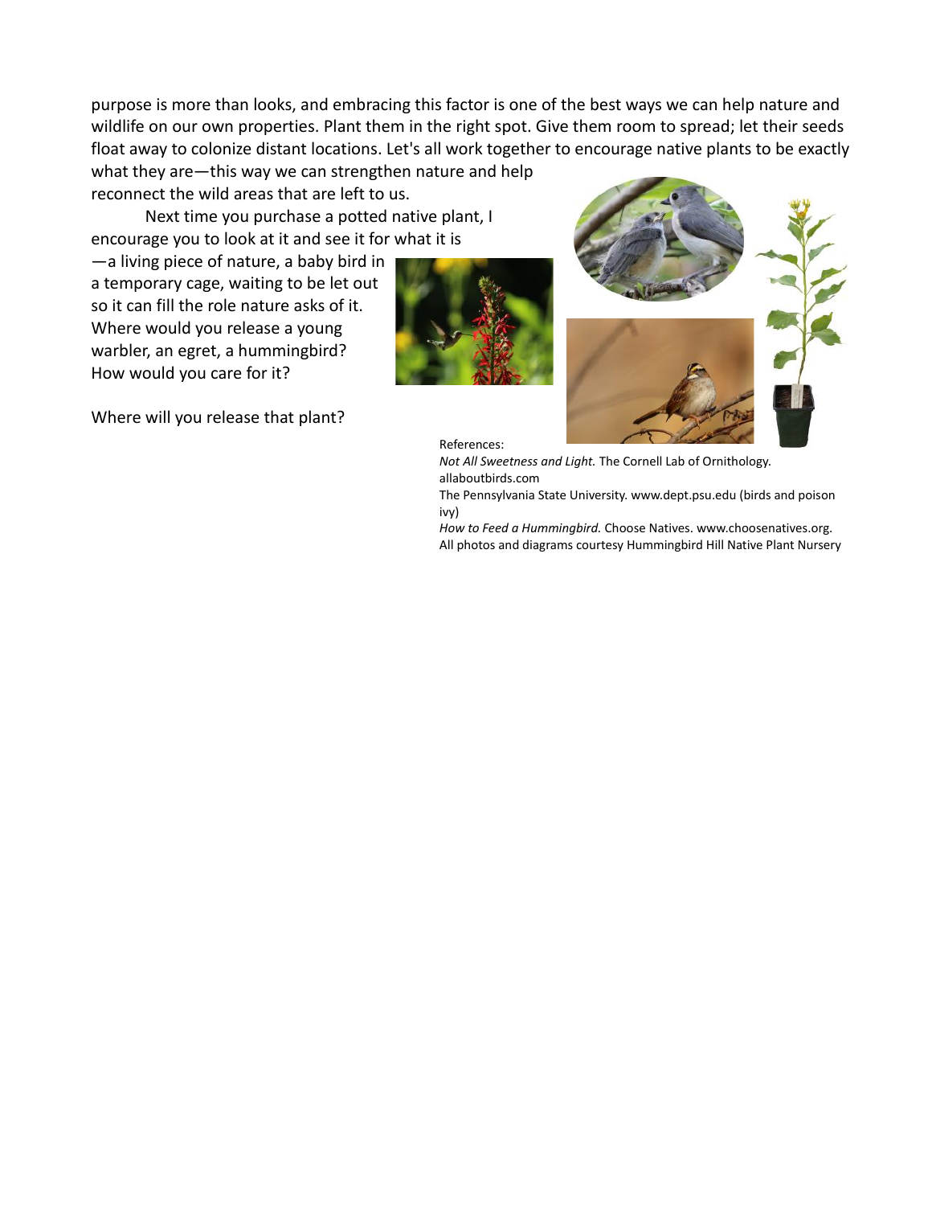purpose is more than looks, and embracing this factor is one of the best ways we can help nature and wildlife on our own properties. Plant them in the right spot. Give them room to spread; let their seeds float away to colonize distant locations. Let's all work together to encourage native plants to be exactly what they are—this way we can strengthen nature and help reconnect the wild areas that are left to us.

Next time you purchase a potted native plant, I encourage you to look at it and see it for what it is—a living piece of nature, a baby bird in a temporary cage, waiting to be let out so it can fill the role nature asks of it. Where would you release a young warbler, an egret, a hummingbird? How would you care for it?

Where will you release that plant?

References:

*Not All Sweetness and Light.* The Cornell Lab of Ornithology. allaboutbirds.com

The Pennsylvania State University. www.dept.psu.edu (birds and poison ivy)

*How to Feed a Hummingbird.* Choose Natives. www.choosenatives.org.

All photos and diagrams courtesy Hummingbird Hill Native Plant Nursery